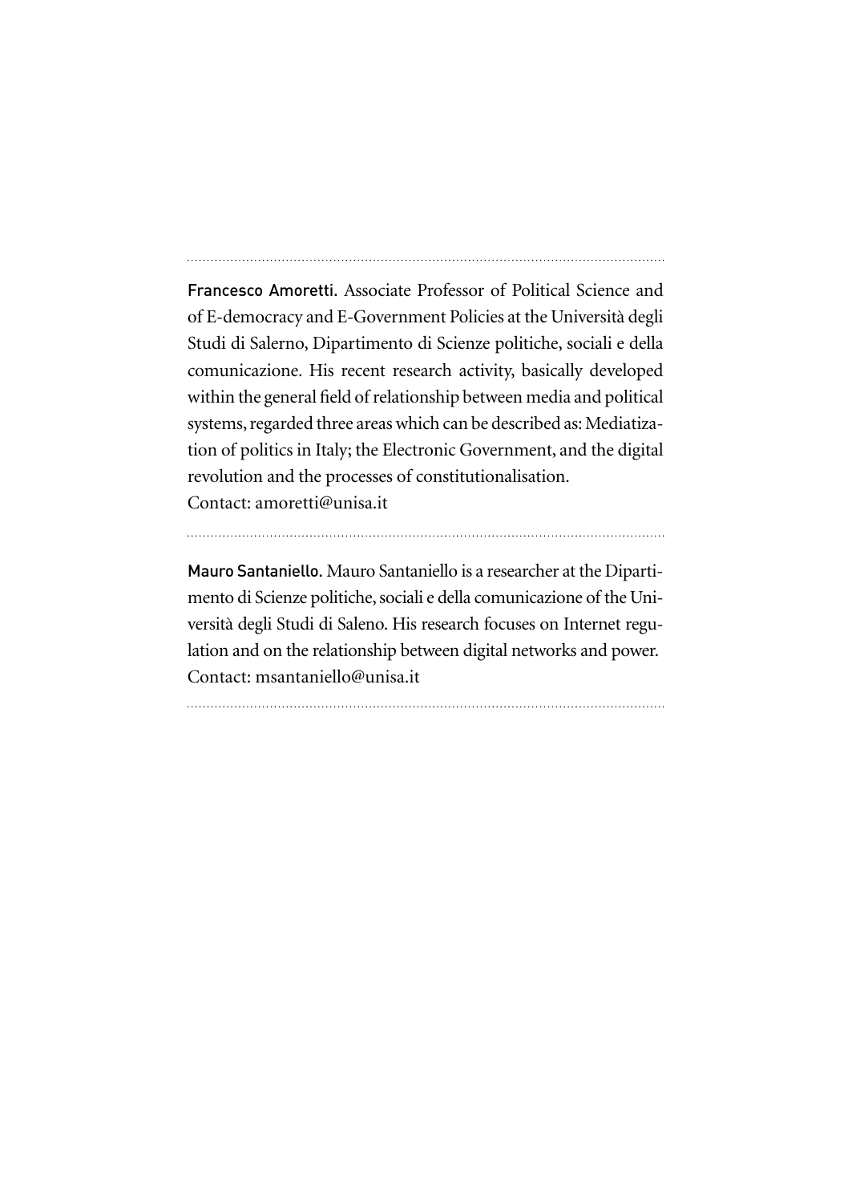**Francesco Amoretti.** Associate Professor of Political Science and of E-democracy and E-Government Policies at the Università degli Studi di Salerno, Dipartimento di Scienze politiche, sociali e della comunicazione. His recent research activity, basically developed within the general field of relationship between media and political systems, regarded three areas which can be described as: Mediatization of politics in Italy; the Electronic Government, and the digital revolution and the processes of constitutionalisation.
Contact: amoretti@unisa.it

**Mauro Santaniello.** Mauro Santaniello is a researcher at the Dipartimento di Scienze politiche, sociali e della comunicazione of the Università degli Studi di Saleno. His research focuses on Internet regulation and on the relationship between digital networks and power.
Contact: msantaniello@unisa.it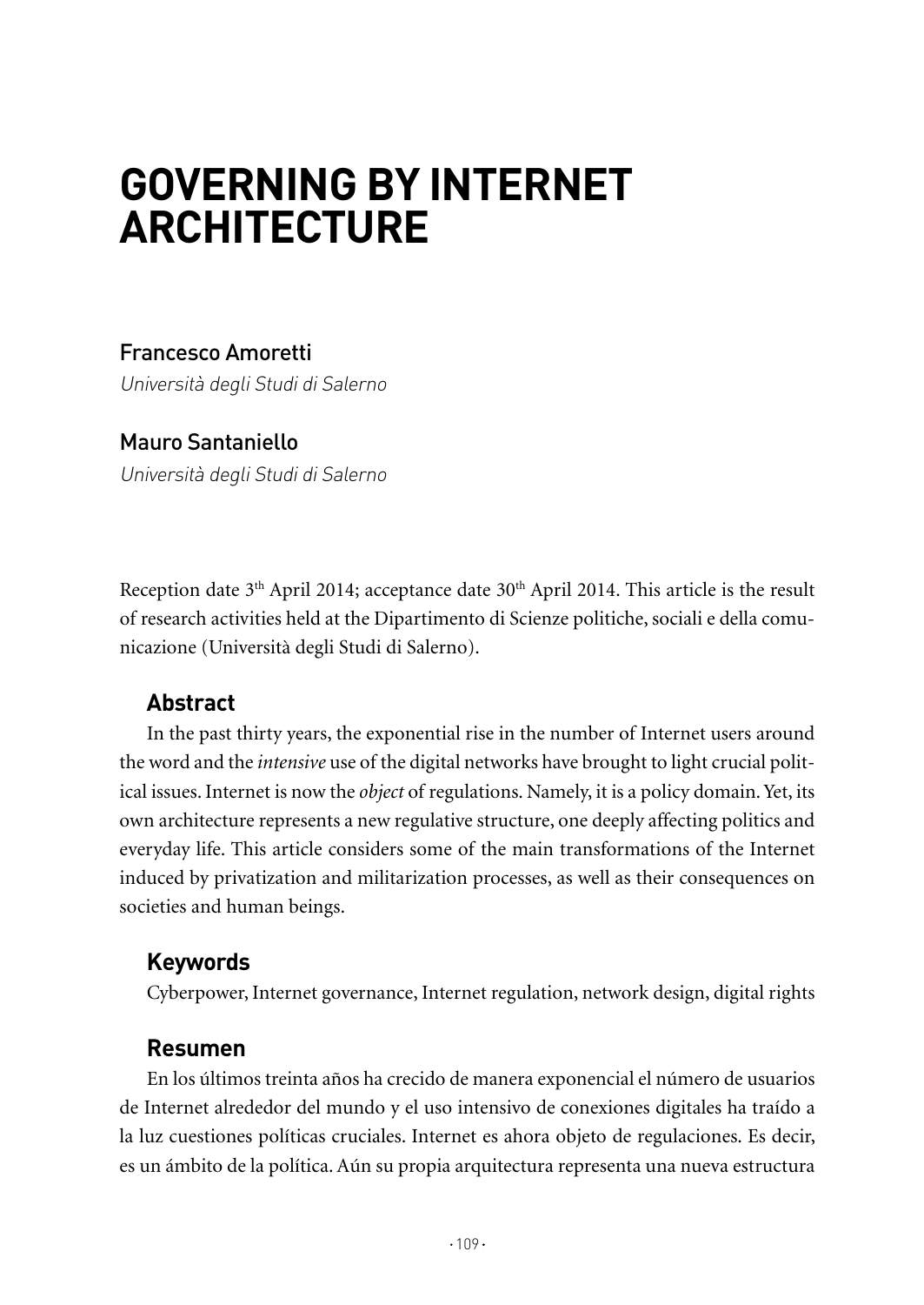# GOVERNING BY INTERNET ARCHITECTURE

Francesco Amoretti

*Università degli Studi di Salerno*

Mauro Santaniello

*Università degli Studi di Salerno*

Reception date 3th April 2014; acceptance date 30th April 2014. This article is the result of research activities held at the Dipartimento di Scienze politiche, sociali e della comunicazione (Università degli Studi di Salerno).

## Abstract

In the past thirty years, the exponential rise in the number of Internet users around the word and the *intensive* use of the digital networks have brought to light crucial political issues. Internet is now the *object* of regulations. Namely, it is a policy domain. Yet, its own architecture represents a new regulative structure, one deeply affecting politics and everyday life. This article considers some of the main transformations of the Internet induced by privatization and militarization processes, as well as their consequences on societies and human beings.

## Keywords

Cyberpower, Internet governance, Internet regulation, network design, digital rights

## Resumen

En los últimos treinta años ha crecido de manera exponencial el número de usuarios de Internet alrededor del mundo y el uso intensivo de conexiones digitales ha traído a la luz cuestiones políticas cruciales. Internet es ahora objeto de regulaciones. Es decir, es un ámbito de la política. Aún su propia arquitectura representa una nueva estructura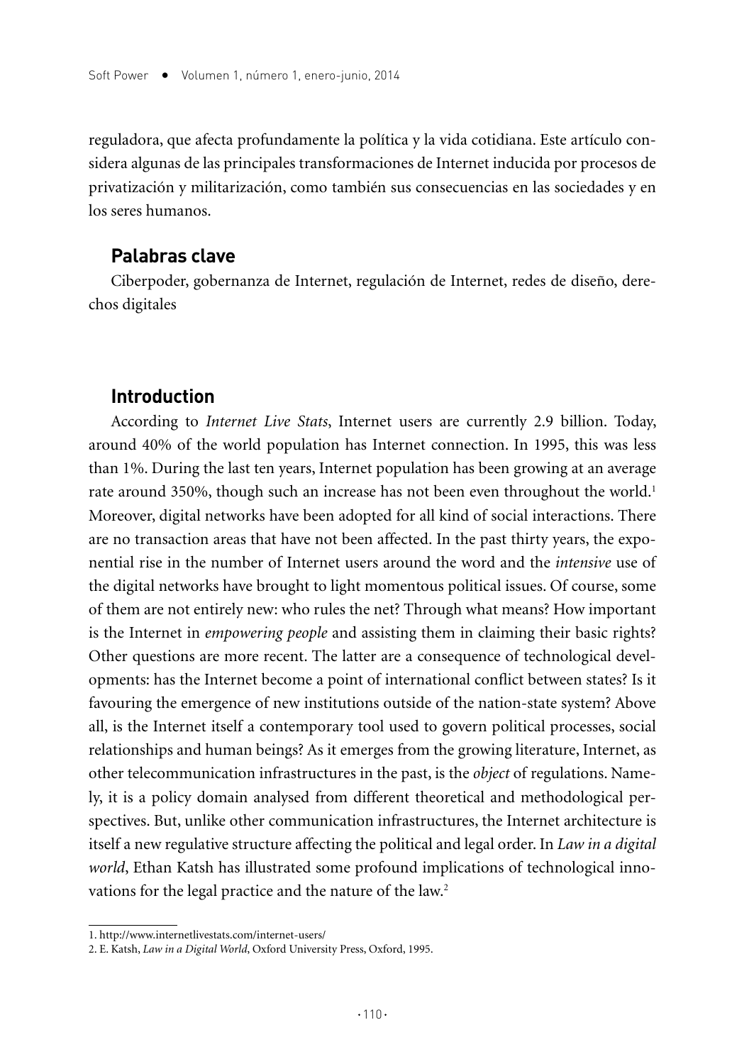reguladora, que afecta profundamente la política y la vida cotidiana. Este artículo considera algunas de las principales transformaciones de Internet inducida por procesos de privatización y militarización, como también sus consecuencias en las sociedades y en los seres humanos.

## Palabras clave

Ciberpoder, gobernanza de Internet, regulación de Internet, redes de diseño, derechos digitales

## Introduction

According to *Internet Live Stats*, Internet users are currently 2.9 billion. Today, around 40% of the world population has Internet connection. In 1995, this was less than 1%. During the last ten years, Internet population has been growing at an average rate around 350%, though such an increase has not been even throughout the world.[1] Moreover, digital networks have been adopted for all kind of social interactions. There are no transaction areas that have not been affected. In the past thirty years, the exponential rise in the number of Internet users around the word and the *intensive* use of the digital networks have brought to light momentous political issues. Of course, some of them are not entirely new: who rules the net? Through what means? How important is the Internet in *empowering people* and assisting them in claiming their basic rights? Other questions are more recent. The latter are a consequence of technological developments: has the Internet become a point of international conflict between states? Is it favouring the emergence of new institutions outside of the nation-state system? Above all, is the Internet itself a contemporary tool used to govern political processes, social relationships and human beings? As it emerges from the growing literature, Internet, as other telecommunication infrastructures in the past, is the *object* of regulations. Namely, it is a policy domain analysed from different theoretical and methodological perspectives. But, unlike other communication infrastructures, the Internet architecture is itself a new regulative structure affecting the political and legal order. In *Law in a digital world*, Ethan Katsh has illustrated some profound implications of technological innovations for the legal practice and the nature of the law.[2]

1. http://www.internetlivestats.com/internet-users/
2. E. Katsh, *Law in a Digital World*, Oxford University Press, Oxford, 1995.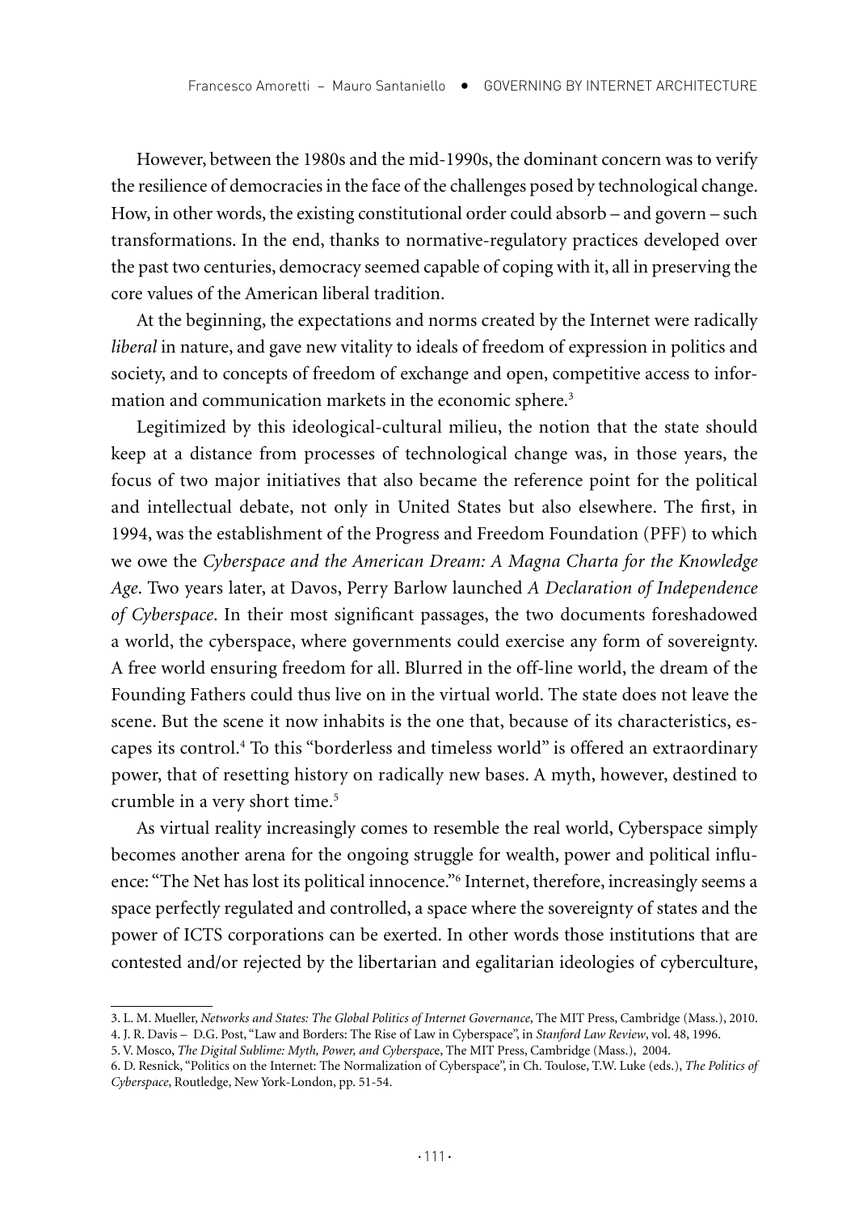However, between the 1980s and the mid-1990s, the dominant concern was to verify the resilience of democracies in the face of the challenges posed by technological change. How, in other words, the existing constitutional order could absorb – and govern – such transformations. In the end, thanks to normative-regulatory practices developed over the past two centuries, democracy seemed capable of coping with it, all in preserving the core values of the American liberal tradition.

At the beginning, the expectations and norms created by the Internet were radically *liberal* in nature, and gave new vitality to ideals of freedom of expression in politics and society, and to concepts of freedom of exchange and open, competitive access to information and communication markets in the economic sphere.[3]

Legitimized by this ideological-cultural milieu, the notion that the state should keep at a distance from processes of technological change was, in those years, the focus of two major initiatives that also became the reference point for the political and intellectual debate, not only in United States but also elsewhere. The first, in 1994, was the establishment of the Progress and Freedom Foundation (PFF) to which we owe the *Cyberspace and the American Dream: A Magna Charta for the Knowledge Age*. Two years later, at Davos, Perry Barlow launched *A Declaration of Independence of Cyberspace*. In their most significant passages, the two documents foreshadowed a world, the cyberspace, where governments could exercise any form of sovereignty. A free world ensuring freedom for all. Blurred in the off-line world, the dream of the Founding Fathers could thus live on in the virtual world. The state does not leave the scene. But the scene it now inhabits is the one that, because of its characteristics, escapes its control.[4] To this "borderless and timeless world" is offered an extraordinary power, that of resetting history on radically new bases. A myth, however, destined to crumble in a very short time.[5]

As virtual reality increasingly comes to resemble the real world, Cyberspace simply becomes another arena for the ongoing struggle for wealth, power and political influence: "The Net has lost its political innocence."[6] Internet, therefore, increasingly seems a space perfectly regulated and controlled, a space where the sovereignty of states and the power of ICTS corporations can be exerted. In other words those institutions that are contested and/or rejected by the libertarian and egalitarian ideologies of cyberculture,

3. L. M. Mueller, *Networks and States: The Global Politics of Internet Governance*, The MIT Press, Cambridge (Mass.), 2010.

4. J. R. Davis – D.G. Post, "Law and Borders: The Rise of Law in Cyberspace", in *Stanford Law Review*, vol. 48, 1996.

5. V. Mosco, *The Digital Sublime: Myth, Power, and Cyberspace*, The MIT Press, Cambridge (Mass.), 2004.

6. D. Resnick, "Politics on the Internet: The Normalization of Cyberspace", in Ch. Toulose, T.W. Luke (eds.), *The Politics of Cyberspace*, Routledge, New York-London, pp. 51-54.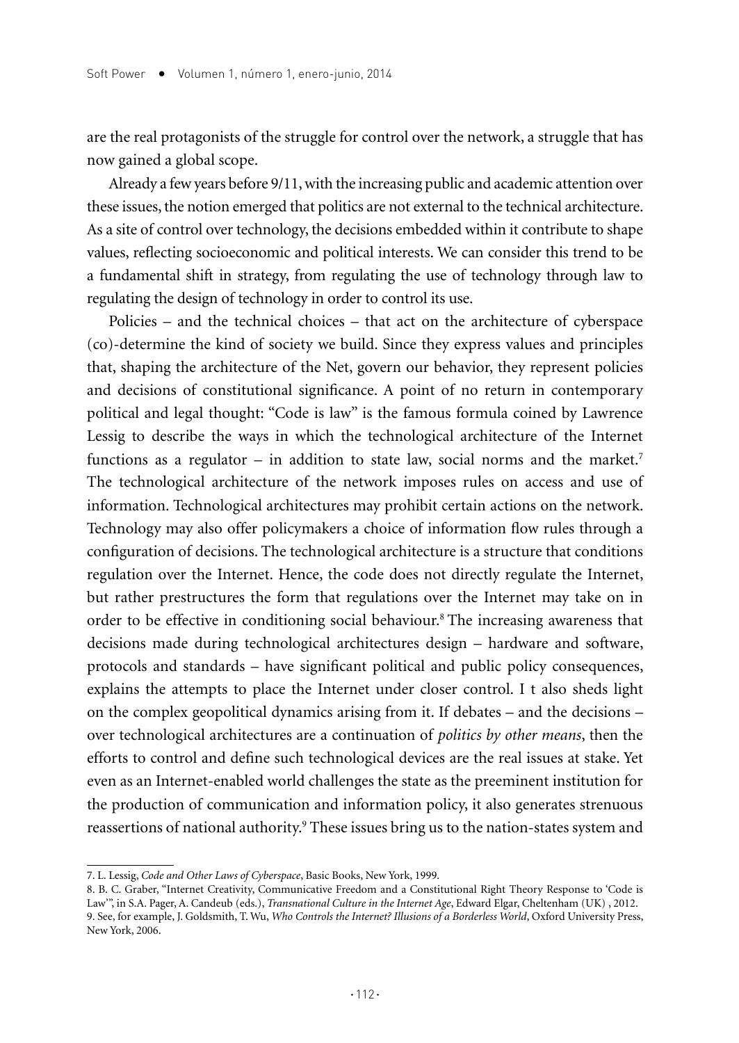are the real protagonists of the struggle for control over the network, a struggle that has now gained a global scope.

Already a few years before 9/11, with the increasing public and academic attention over these issues, the notion emerged that politics are not external to the technical architecture. As a site of control over technology, the decisions embedded within it contribute to shape values, reflecting socioeconomic and political interests. We can consider this trend to be a fundamental shift in strategy, from regulating the use of technology through law to regulating the design of technology in order to control its use.

Policies – and the technical choices – that act on the architecture of cyberspace (co)-determine the kind of society we build. Since they express values and principles that, shaping the architecture of the Net, govern our behavior, they represent policies and decisions of constitutional significance. A point of no return in contemporary political and legal thought: "Code is law" is the famous formula coined by Lawrence Lessig to describe the ways in which the technological architecture of the Internet functions as a regulator – in addition to state law, social norms and the market.[7] The technological architecture of the network imposes rules on access and use of information. Technological architectures may prohibit certain actions on the network. Technology may also offer policymakers a choice of information flow rules through a configuration of decisions. The technological architecture is a structure that conditions regulation over the Internet. Hence, the code does not directly regulate the Internet, but rather prestructures the form that regulations over the Internet may take on in order to be effective in conditioning social behaviour.[8] The increasing awareness that decisions made during technological architectures design – hardware and software, protocols and standards – have significant political and public policy consequences, explains the attempts to place the Internet under closer control. I t also sheds light on the complex geopolitical dynamics arising from it. If debates – and the decisions – over technological architectures are a continuation of *politics by other means*, then the efforts to control and define such technological devices are the real issues at stake. Yet even as an Internet-enabled world challenges the state as the preeminent institution for the production of communication and information policy, it also generates strenuous reassertions of national authority.[9] These issues bring us to the nation-states system and

7. L. Lessig, *Code and Other Laws of Cyberspace*, Basic Books, New York, 1999.

8. B. C. Graber, "Internet Creativity, Communicative Freedom and a Constitutional Right Theory Response to 'Code is Law'", in S.A. Pager, A. Candeub (eds.), *Transnational Culture in the Internet Age*, Edward Elgar, Cheltenham (UK) , 2012.

9. See, for example, J. Goldsmith, T. Wu, *Who Controls the Internet? Illusions of a Borderless World*, Oxford University Press, New York, 2006.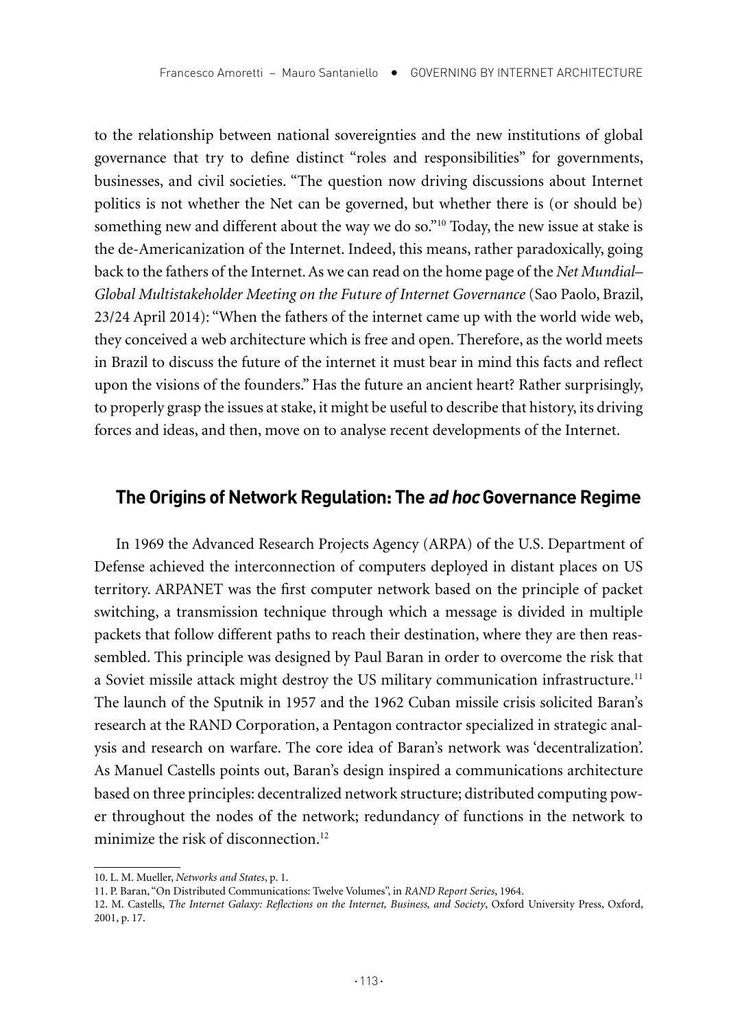to the relationship between national sovereignties and the new institutions of global governance that try to define distinct "roles and responsibilities" for governments, businesses, and civil societies. "The question now driving discussions about Internet politics is not whether the Net can be governed, but whether there is (or should be) something new and different about the way we do so."[10] Today, the new issue at stake is the de-Americanization of the Internet. Indeed, this means, rather paradoxically, going back to the fathers of the Internet. As we can read on the home page of the *Net Mundial– Global Multistakeholder Meeting on the Future of Internet Governance* (Sao Paolo, Brazil, 23/24 April 2014): "When the fathers of the internet came up with the world wide web, they conceived a web architecture which is free and open. Therefore, as the world meets in Brazil to discuss the future of the internet it must bear in mind this facts and reflect upon the visions of the founders." Has the future an ancient heart? Rather surprisingly, to properly grasp the issues at stake, it might be useful to describe that history, its driving forces and ideas, and then, move on to analyse recent developments of the Internet.

## The Origins of Network Regulation: The *ad hoc* Governance Regime

In 1969 the Advanced Research Projects Agency (ARPA) of the U.S. Department of Defense achieved the interconnection of computers deployed in distant places on US territory. ARPANET was the first computer network based on the principle of packet switching, a transmission technique through which a message is divided in multiple packets that follow different paths to reach their destination, where they are then reassembled. This principle was designed by Paul Baran in order to overcome the risk that a Soviet missile attack might destroy the US military communication infrastructure.[11] The launch of the Sputnik in 1957 and the 1962 Cuban missile crisis solicited Baran's research at the RAND Corporation, a Pentagon contractor specialized in strategic analysis and research on warfare. The core idea of Baran's network was 'decentralization'. As Manuel Castells points out, Baran's design inspired a communications architecture based on three principles: decentralized network structure; distributed computing power throughout the nodes of the network; redundancy of functions in the network to minimize the risk of disconnection.[12]

---

10. L. M. Mueller, *Networks and States*, p. 1.

11. P. Baran, "On Distributed Communications: Twelve Volumes", in *RAND Report Series*, 1964.

12. M. Castells, *The Internet Galaxy: Reflections on the Internet, Business, and Society*, Oxford University Press, Oxford, 2001, p. 17.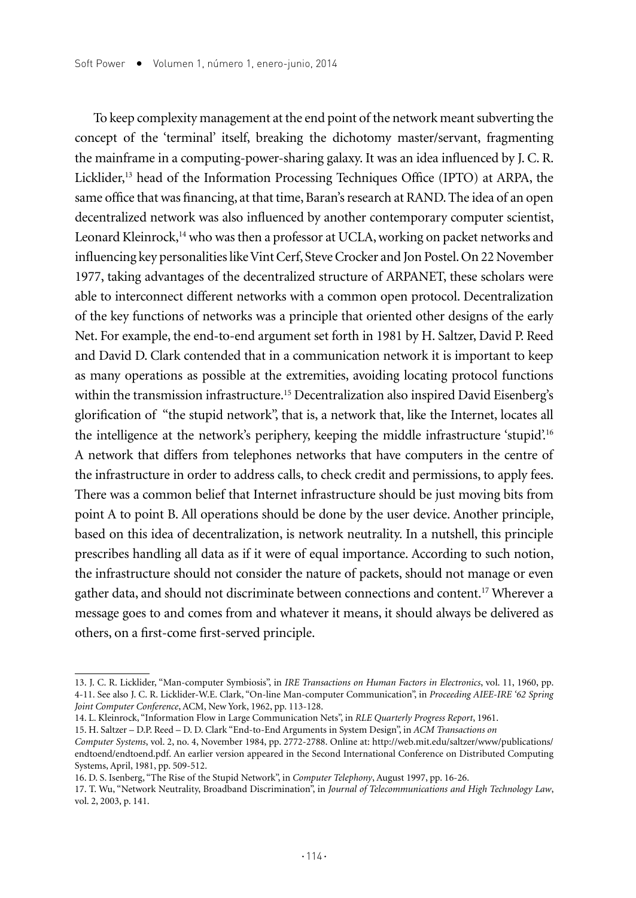To keep complexity management at the end point of the network meant subverting the concept of the 'terminal' itself, breaking the dichotomy master/servant, fragmenting the mainframe in a computing-power-sharing galaxy. It was an idea influenced by J. C. R. Licklider,[13] head of the Information Processing Techniques Office (IPTO) at ARPA, the same office that was financing, at that time, Baran's research at RAND. The idea of an open decentralized network was also influenced by another contemporary computer scientist, Leonard Kleinrock,[14] who was then a professor at UCLA, working on packet networks and influencing key personalities like Vint Cerf, Steve Crocker and Jon Postel. On 22 November 1977, taking advantages of the decentralized structure of ARPANET, these scholars were able to interconnect different networks with a common open protocol. Decentralization of the key functions of networks was a principle that oriented other designs of the early Net. For example, the end-to-end argument set forth in 1981 by H. Saltzer, David P. Reed and David D. Clark contended that in a communication network it is important to keep as many operations as possible at the extremities, avoiding locating protocol functions within the transmission infrastructure.[15] Decentralization also inspired David Eisenberg's glorification of "the stupid network", that is, a network that, like the Internet, locates all the intelligence at the network's periphery, keeping the middle infrastructure 'stupid'.[16] A network that differs from telephones networks that have computers in the centre of the infrastructure in order to address calls, to check credit and permissions, to apply fees. There was a common belief that Internet infrastructure should be just moving bits from point A to point B. All operations should be done by the user device. Another principle, based on this idea of decentralization, is network neutrality. In a nutshell, this principle prescribes handling all data as if it were of equal importance. According to such notion, the infrastructure should not consider the nature of packets, should not manage or even gather data, and should not discriminate between connections and content.[17] Wherever a message goes to and comes from and whatever it means, it should always be delivered as others, on a first-come first-served principle.

---

13. J. C. R. Licklider, "Man-computer Symbiosis", in *IRE Transactions on Human Factors in Electronics*, vol. 11, 1960, pp. 4-11. See also J. C. R. Licklider-W.E. Clark, "On-line Man-computer Communication", in *Proceeding AIEE-IRE '62 Spring Joint Computer Conference*, ACM, New York, 1962, pp. 113-128.

14. L. Kleinrock, "Information Flow in Large Communication Nets", in *RLE Quarterly Progress Report*, 1961.

15. H. Saltzer – D.P. Reed – D. D. Clark "End-to-End Arguments in System Design", in *ACM Transactions on Computer Systems*, vol. 2, no. 4, November 1984, pp. 2772-2788. Online at: http://web.mit.edu/saltzer/www/publications/endtoend/endtoend.pdf. An earlier version appeared in the Second International Conference on Distributed Computing Systems, April, 1981, pp. 509-512.

16. D. S. Isenberg, "The Rise of the Stupid Network", in *Computer Telephony*, August 1997, pp. 16-26.

17. T. Wu, "Network Neutrality, Broadband Discrimination", in *Journal of Telecommunications and High Technology Law*, vol. 2, 2003, p. 141.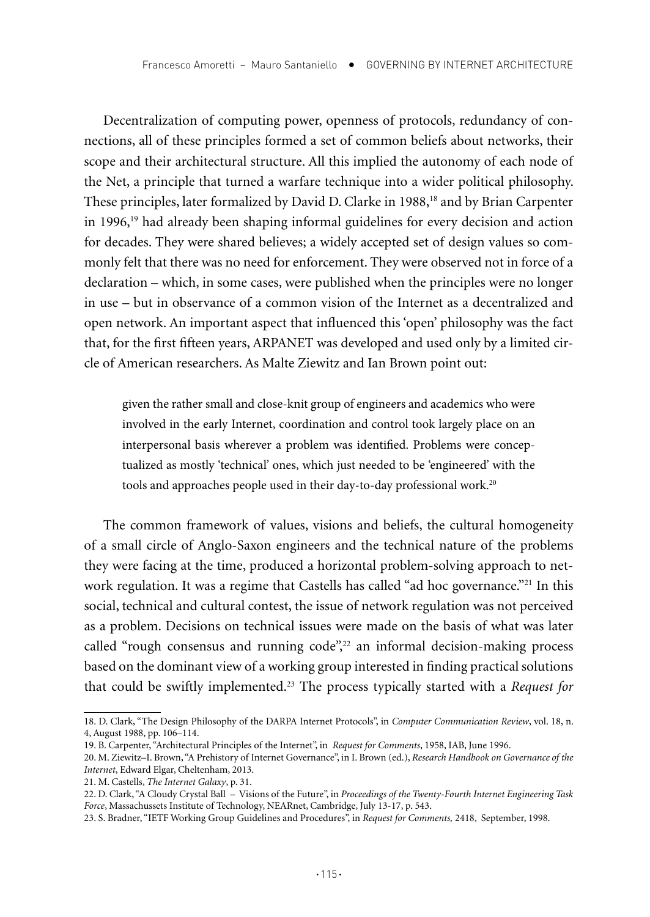Decentralization of computing power, openness of protocols, redundancy of connections, all of these principles formed a set of common beliefs about networks, their scope and their architectural structure. All this implied the autonomy of each node of the Net, a principle that turned a warfare technique into a wider political philosophy. These principles, later formalized by David D. Clarke in 1988,[18] and by Brian Carpenter in 1996,[19] had already been shaping informal guidelines for every decision and action for decades. They were shared believes; a widely accepted set of design values so commonly felt that there was no need for enforcement. They were observed not in force of a declaration – which, in some cases, were published when the principles were no longer in use – but in observance of a common vision of the Internet as a decentralized and open network. An important aspect that influenced this 'open' philosophy was the fact that, for the first fifteen years, ARPANET was developed and used only by a limited circle of American researchers. As Malte Ziewitz and Ian Brown point out:

> given the rather small and close-knit group of engineers and academics who were involved in the early Internet, coordination and control took largely place on an interpersonal basis wherever a problem was identified. Problems were conceptualized as mostly 'technical' ones, which just needed to be 'engineered' with the tools and approaches people used in their day-to-day professional work.[20]

The common framework of values, visions and beliefs, the cultural homogeneity of a small circle of Anglo-Saxon engineers and the technical nature of the problems they were facing at the time, produced a horizontal problem-solving approach to network regulation. It was a regime that Castells has called "ad hoc governance."[21] In this social, technical and cultural contest, the issue of network regulation was not perceived as a problem. Decisions on technical issues were made on the basis of what was later called "rough consensus and running code",[22] an informal decision-making process based on the dominant view of a working group interested in finding practical solutions that could be swiftly implemented.[23] The process typically started with a *Request for*

---

18. D. Clark, "The Design Philosophy of the DARPA Internet Protocols", in *Computer Communication Review*, vol. 18, n. 4, August 1988, pp. 106–114.

19. B. Carpenter, "Architectural Principles of the Internet", in *Request for Comments*, 1958, IAB, June 1996.

20. M. Ziewitz–I. Brown, "A Prehistory of Internet Governance", in I. Brown (ed.), *Research Handbook on Governance of the Internet*, Edward Elgar, Cheltenham, 2013.

21. M. Castells, *The Internet Galaxy*, p. 31.

22. D. Clark, "A Cloudy Crystal Ball – Visions of the Future", in *Proceedings of the Twenty-Fourth Internet Engineering Task Force*, Massachussets Institute of Technology, NEARnet, Cambridge, July 13-17, p. 543.

23. S. Bradner, "IETF Working Group Guidelines and Procedures", in *Request for Comments,* 2418, September, 1998.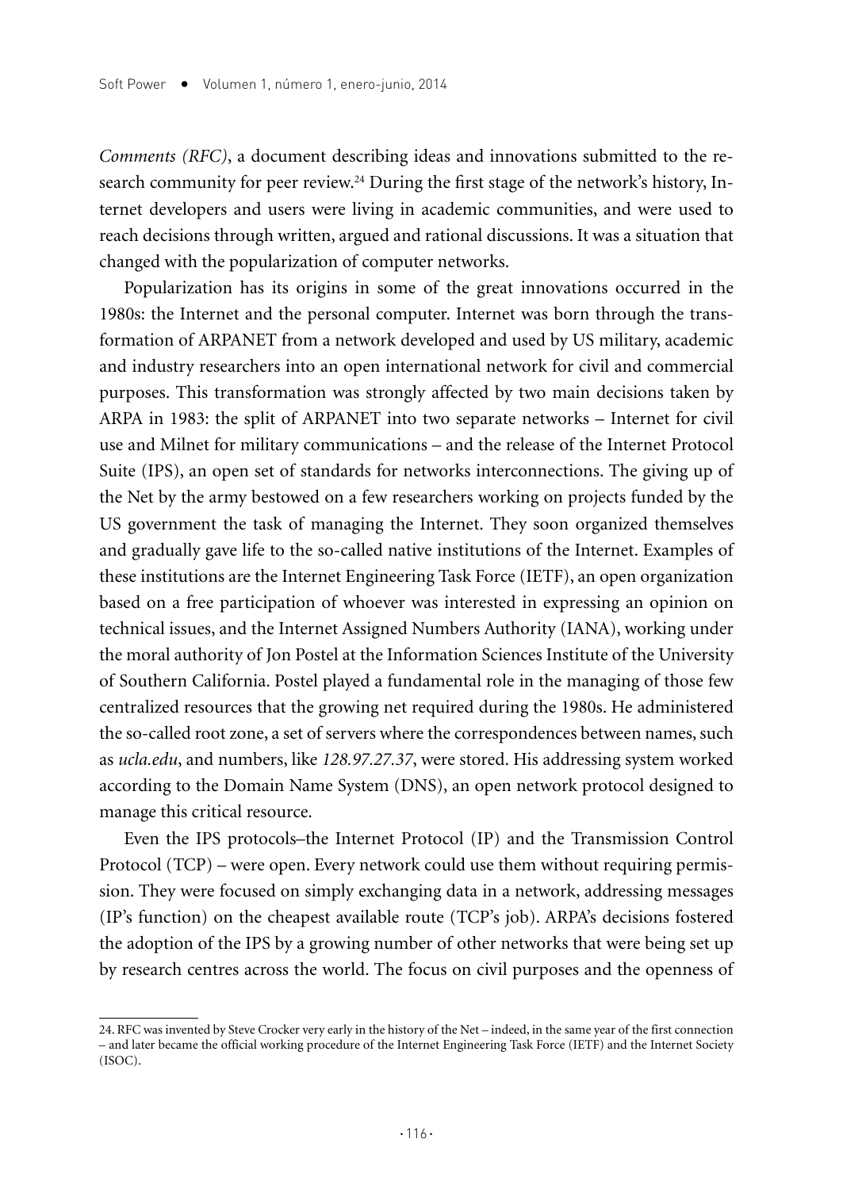*Comments (RFC)*, a document describing ideas and innovations submitted to the research community for peer review.[24] During the first stage of the network's history, Internet developers and users were living in academic communities, and were used to reach decisions through written, argued and rational discussions. It was a situation that changed with the popularization of computer networks.

Popularization has its origins in some of the great innovations occurred in the 1980s: the Internet and the personal computer. Internet was born through the transformation of ARPANET from a network developed and used by US military, academic and industry researchers into an open international network for civil and commercial purposes. This transformation was strongly affected by two main decisions taken by ARPA in 1983: the split of ARPANET into two separate networks – Internet for civil use and Milnet for military communications – and the release of the Internet Protocol Suite (IPS), an open set of standards for networks interconnections. The giving up of the Net by the army bestowed on a few researchers working on projects funded by the US government the task of managing the Internet. They soon organized themselves and gradually gave life to the so-called native institutions of the Internet. Examples of these institutions are the Internet Engineering Task Force (IETF), an open organization based on a free participation of whoever was interested in expressing an opinion on technical issues, and the Internet Assigned Numbers Authority (IANA), working under the moral authority of Jon Postel at the Information Sciences Institute of the University of Southern California. Postel played a fundamental role in the managing of those few centralized resources that the growing net required during the 1980s. He administered the so-called root zone, a set of servers where the correspondences between names, such as *ucla.edu*, and numbers, like *128.97.27.37*, were stored. His addressing system worked according to the Domain Name System (DNS), an open network protocol designed to manage this critical resource.

Even the IPS protocols–the Internet Protocol (IP) and the Transmission Control Protocol (TCP) – were open. Every network could use them without requiring permission. They were focused on simply exchanging data in a network, addressing messages (IP's function) on the cheapest available route (TCP's job). ARPA's decisions fostered the adoption of the IPS by a growing number of other networks that were being set up by research centres across the world. The focus on civil purposes and the openness of

24. RFC was invented by Steve Crocker very early in the history of the Net – indeed, in the same year of the first connection – and later became the official working procedure of the Internet Engineering Task Force (IETF) and the Internet Society (ISOC).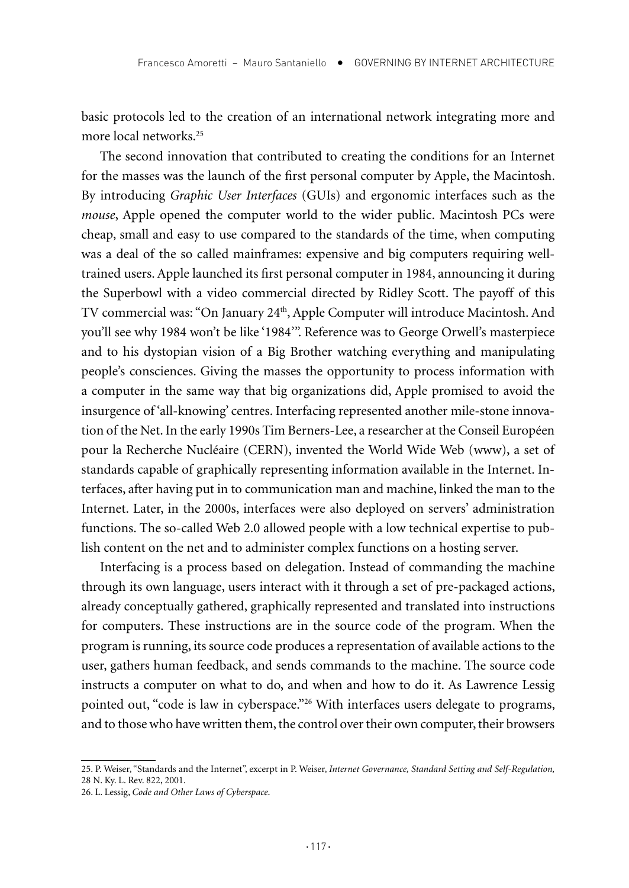basic protocols led to the creation of an international network integrating more and more local networks.[25]

The second innovation that contributed to creating the conditions for an Internet for the masses was the launch of the first personal computer by Apple, the Macintosh. By introducing *Graphic User Interfaces* (GUIs) and ergonomic interfaces such as the *mouse*, Apple opened the computer world to the wider public. Macintosh PCs were cheap, small and easy to use compared to the standards of the time, when computing was a deal of the so called mainframes: expensive and big computers requiring well-trained users. Apple launched its first personal computer in 1984, announcing it during the Superbowl with a video commercial directed by Ridley Scott. The payoff of this TV commercial was: "On January 24th, Apple Computer will introduce Macintosh. And you'll see why 1984 won't be like '1984'". Reference was to George Orwell's masterpiece and to his dystopian vision of a Big Brother watching everything and manipulating people's consciences. Giving the masses the opportunity to process information with a computer in the same way that big organizations did, Apple promised to avoid the insurgence of 'all-knowing' centres. Interfacing represented another mile-stone innovation of the Net. In the early 1990s Tim Berners-Lee, a researcher at the Conseil Européen pour la Recherche Nucléaire (CERN), invented the World Wide Web (www), a set of standards capable of graphically representing information available in the Internet. Interfaces, after having put in to communication man and machine, linked the man to the Internet. Later, in the 2000s, interfaces were also deployed on servers' administration functions. The so-called Web 2.0 allowed people with a low technical expertise to publish content on the net and to administer complex functions on a hosting server.

Interfacing is a process based on delegation. Instead of commanding the machine through its own language, users interact with it through a set of pre-packaged actions, already conceptually gathered, graphically represented and translated into instructions for computers. These instructions are in the source code of the program. When the program is running, its source code produces a representation of available actions to the user, gathers human feedback, and sends commands to the machine. The source code instructs a computer on what to do, and when and how to do it. As Lawrence Lessig pointed out, "code is law in cyberspace."[26] With interfaces users delegate to programs, and to those who have written them, the control over their own computer, their browsers

25. P. Weiser, "Standards and the Internet", excerpt in P. Weiser, *Internet Governance, Standard Setting and Self-Regulation,* 28 N. Ky. L. Rev. 822, 2001.

26. L. Lessig, *Code and Other Laws of Cyberspace.*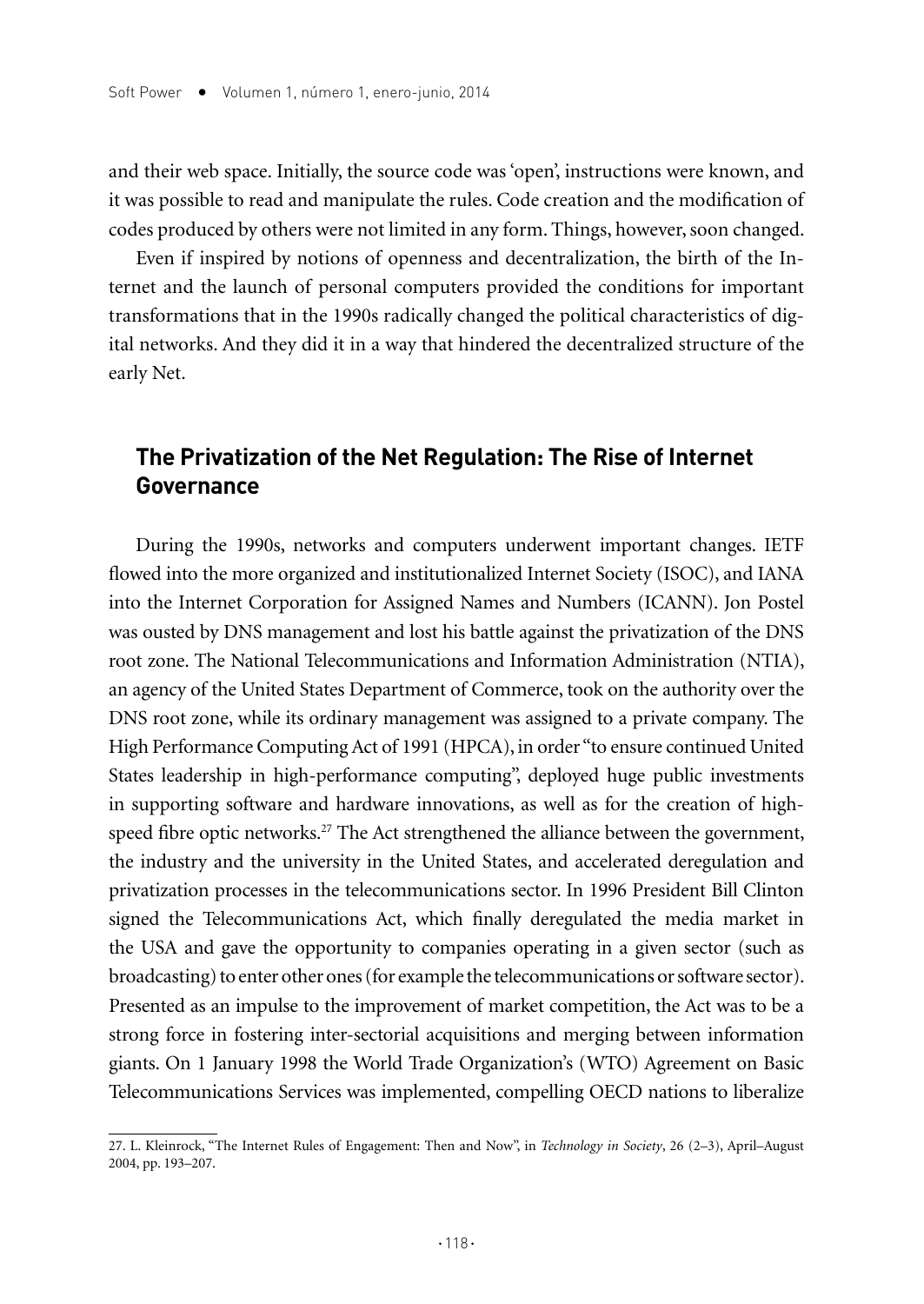and their web space. Initially, the source code was 'open', instructions were known, and it was possible to read and manipulate the rules. Code creation and the modification of codes produced by others were not limited in any form. Things, however, soon changed.

Even if inspired by notions of openness and decentralization, the birth of the Internet and the launch of personal computers provided the conditions for important transformations that in the 1990s radically changed the political characteristics of digital networks. And they did it in a way that hindered the decentralized structure of the early Net.

## The Privatization of the Net Regulation: The Rise of Internet Governance

During the 1990s, networks and computers underwent important changes. IETF flowed into the more organized and institutionalized Internet Society (ISOC), and IANA into the Internet Corporation for Assigned Names and Numbers (ICANN). Jon Postel was ousted by DNS management and lost his battle against the privatization of the DNS root zone. The National Telecommunications and Information Administration (NTIA), an agency of the United States Department of Commerce, took on the authority over the DNS root zone, while its ordinary management was assigned to a private company. The High Performance Computing Act of 1991 (HPCA), in order "to ensure continued United States leadership in high-performance computing", deployed huge public investments in supporting software and hardware innovations, as well as for the creation of high-speed fibre optic networks.[27] The Act strengthened the alliance between the government, the industry and the university in the United States, and accelerated deregulation and privatization processes in the telecommunications sector. In 1996 President Bill Clinton signed the Telecommunications Act, which finally deregulated the media market in the USA and gave the opportunity to companies operating in a given sector (such as broadcasting) to enter other ones (for example the telecommunications or software sector). Presented as an impulse to the improvement of market competition, the Act was to be a strong force in fostering inter-sectorial acquisitions and merging between information giants. On 1 January 1998 the World Trade Organization's (WTO) Agreement on Basic Telecommunications Services was implemented, compelling OECD nations to liberalize

27. L. Kleinrock, "The Internet Rules of Engagement: Then and Now", in *Technology in Society*, 26 (2–3), April–August 2004, pp. 193–207.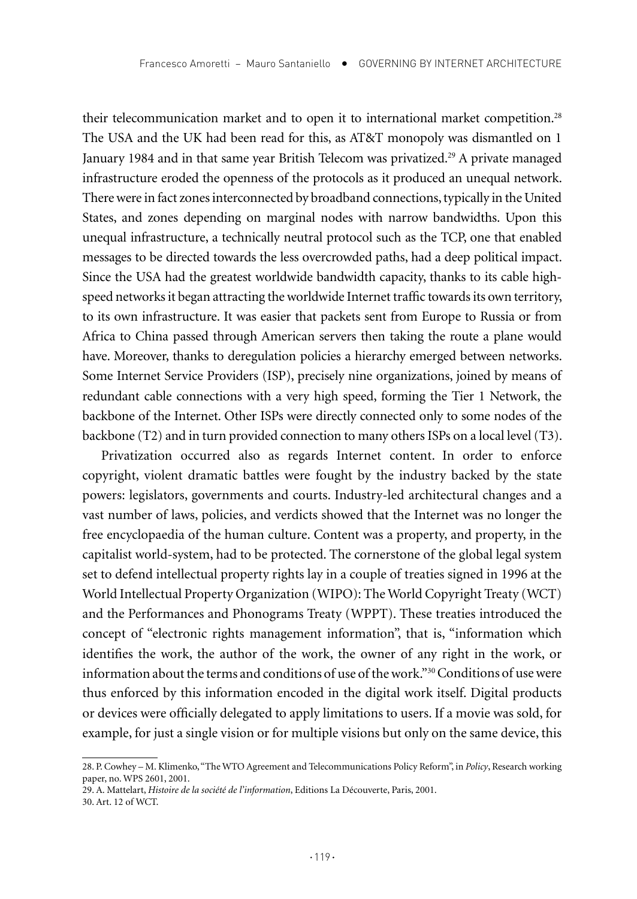their telecommunication market and to open it to international market competition.[28] The USA and the UK had been read for this, as AT&T monopoly was dismantled on 1 January 1984 and in that same year British Telecom was privatized.[29] A private managed infrastructure eroded the openness of the protocols as it produced an unequal network. There were in fact zones interconnected by broadband connections, typically in the United States, and zones depending on marginal nodes with narrow bandwidths. Upon this unequal infrastructure, a technically neutral protocol such as the TCP, one that enabled messages to be directed towards the less overcrowded paths, had a deep political impact. Since the USA had the greatest worldwide bandwidth capacity, thanks to its cable high-speed networks it began attracting the worldwide Internet traffic towards its own territory, to its own infrastructure. It was easier that packets sent from Europe to Russia or from Africa to China passed through American servers then taking the route a plane would have. Moreover, thanks to deregulation policies a hierarchy emerged between networks. Some Internet Service Providers (ISP), precisely nine organizations, joined by means of redundant cable connections with a very high speed, forming the Tier 1 Network, the backbone of the Internet. Other ISPs were directly connected only to some nodes of the backbone (T2) and in turn provided connection to many others ISPs on a local level (T3).

Privatization occurred also as regards Internet content. In order to enforce copyright, violent dramatic battles were fought by the industry backed by the state powers: legislators, governments and courts. Industry-led architectural changes and a vast number of laws, policies, and verdicts showed that the Internet was no longer the free encyclopaedia of the human culture. Content was a property, and property, in the capitalist world-system, had to be protected. The cornerstone of the global legal system set to defend intellectual property rights lay in a couple of treaties signed in 1996 at the World Intellectual Property Organization (WIPO): The World Copyright Treaty (WCT) and the Performances and Phonograms Treaty (WPPT). These treaties introduced the concept of "electronic rights management information", that is, "information which identifies the work, the author of the work, the owner of any right in the work, or information about the terms and conditions of use of the work."[30] Conditions of use were thus enforced by this information encoded in the digital work itself. Digital products or devices were officially delegated to apply limitations to users. If a movie was sold, for example, for just a single vision or for multiple visions but only on the same device, this

28. P. Cowhey – M. Klimenko, "The WTO Agreement and Telecommunications Policy Reform", in *Policy*, Research working paper, no. WPS 2601, 2001.

29. A. Mattelart, *Histoire de la société de l'information*, Editions La Découverte, Paris, 2001.

30. Art. 12 of WCT.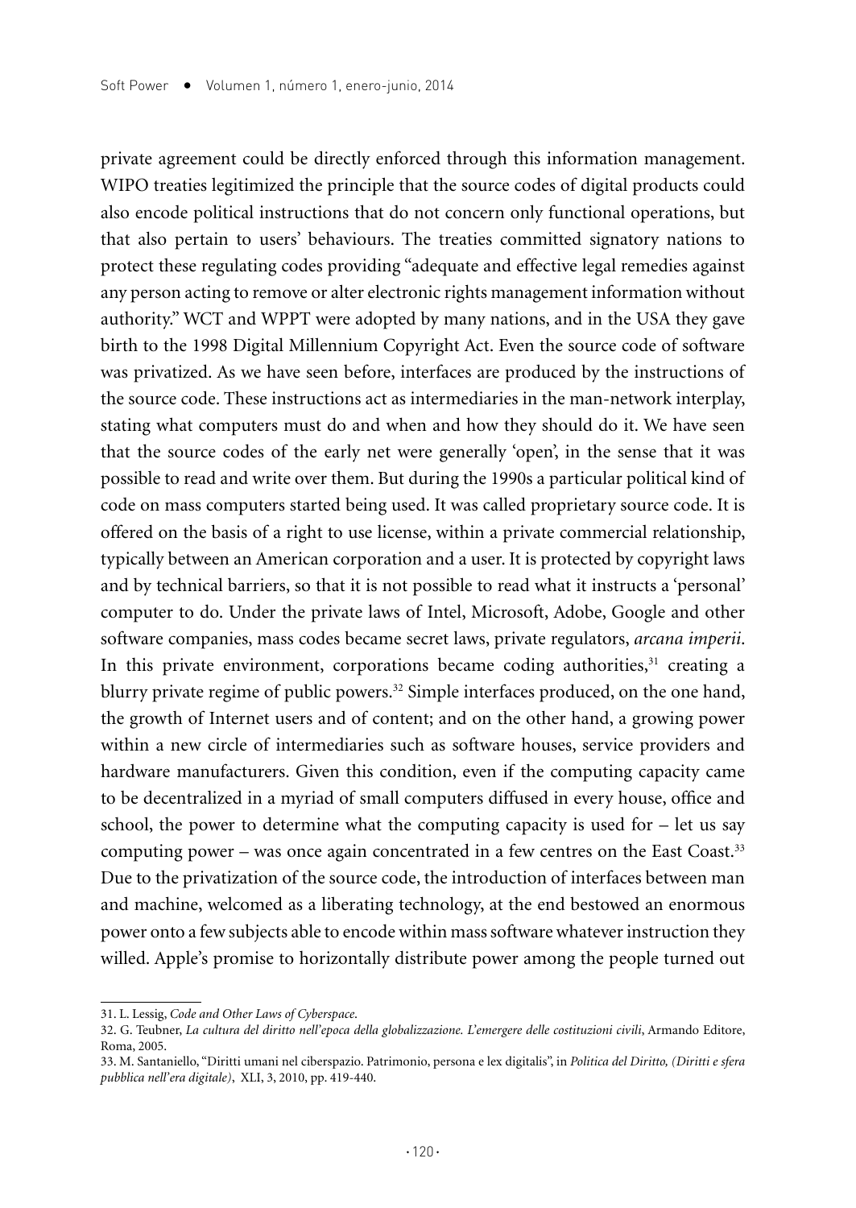private agreement could be directly enforced through this information management. WIPO treaties legitimized the principle that the source codes of digital products could also encode political instructions that do not concern only functional operations, but that also pertain to users' behaviours. The treaties committed signatory nations to protect these regulating codes providing "adequate and effective legal remedies against any person acting to remove or alter electronic rights management information without authority." WCT and WPPT were adopted by many nations, and in the USA they gave birth to the 1998 Digital Millennium Copyright Act. Even the source code of software was privatized. As we have seen before, interfaces are produced by the instructions of the source code. These instructions act as intermediaries in the man-network interplay, stating what computers must do and when and how they should do it. We have seen that the source codes of the early net were generally 'open', in the sense that it was possible to read and write over them. But during the 1990s a particular political kind of code on mass computers started being used. It was called proprietary source code. It is offered on the basis of a right to use license, within a private commercial relationship, typically between an American corporation and a user. It is protected by copyright laws and by technical barriers, so that it is not possible to read what it instructs a 'personal' computer to do. Under the private laws of Intel, Microsoft, Adobe, Google and other software companies, mass codes became secret laws, private regulators, *arcana imperii*. In this private environment, corporations became coding authorities,[31] creating a blurry private regime of public powers.[32] Simple interfaces produced, on the one hand, the growth of Internet users and of content; and on the other hand, a growing power within a new circle of intermediaries such as software houses, service providers and hardware manufacturers. Given this condition, even if the computing capacity came to be decentralized in a myriad of small computers diffused in every house, office and school, the power to determine what the computing capacity is used for – let us say computing power – was once again concentrated in a few centres on the East Coast.[33] Due to the privatization of the source code, the introduction of interfaces between man and machine, welcomed as a liberating technology, at the end bestowed an enormous power onto a few subjects able to encode within mass software whatever instruction they willed. Apple's promise to horizontally distribute power among the people turned out

---

31. L. Lessig, *Code and Other Laws of Cyberspace*.

32. G. Teubner, *La cultura del diritto nell'epoca della globalizzazione. L'emergere delle costituzioni civili*, Armando Editore, Roma, 2005.

33. M. Santaniello, "Diritti umani nel ciberspazio. Patrimonio, persona e lex digitalis", in *Politica del Diritto, (Diritti e sfera pubblica nell'era digitale)*, XLI, 3, 2010, pp. 419-440.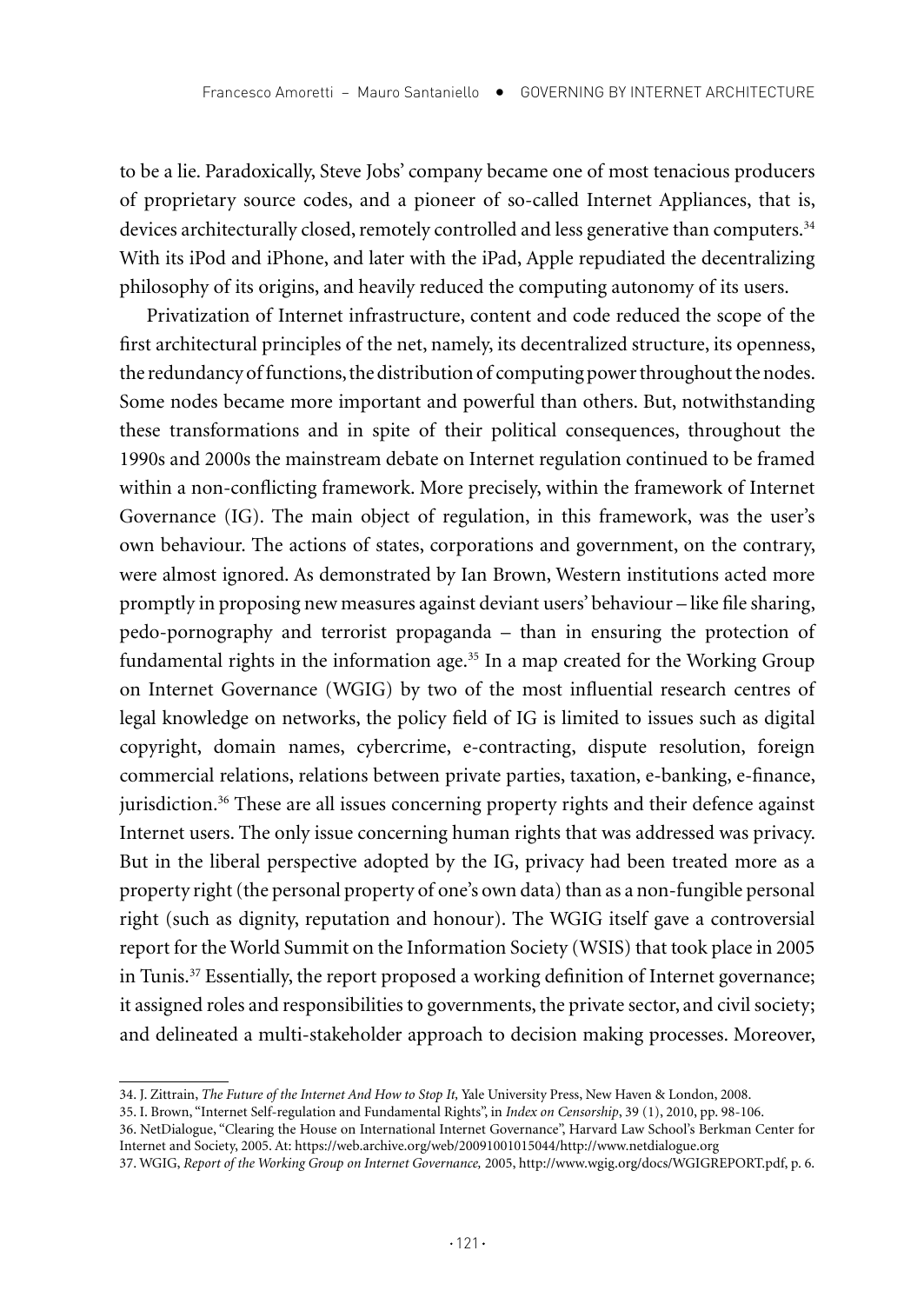to be a lie. Paradoxically, Steve Jobs' company became one of most tenacious producers of proprietary source codes, and a pioneer of so-called Internet Appliances, that is, devices architecturally closed, remotely controlled and less generative than computers.[34] With its iPod and iPhone, and later with the iPad, Apple repudiated the decentralizing philosophy of its origins, and heavily reduced the computing autonomy of its users.

Privatization of Internet infrastructure, content and code reduced the scope of the first architectural principles of the net, namely, its decentralized structure, its openness, the redundancy of functions, the distribution of computing power throughout the nodes. Some nodes became more important and powerful than others. But, notwithstanding these transformations and in spite of their political consequences, throughout the 1990s and 2000s the mainstream debate on Internet regulation continued to be framed within a non-conflicting framework. More precisely, within the framework of Internet Governance (IG). The main object of regulation, in this framework, was the user's own behaviour. The actions of states, corporations and government, on the contrary, were almost ignored. As demonstrated by Ian Brown, Western institutions acted more promptly in proposing new measures against deviant users' behaviour – like file sharing, pedo-pornography and terrorist propaganda – than in ensuring the protection of fundamental rights in the information age.[35] In a map created for the Working Group on Internet Governance (WGIG) by two of the most influential research centres of legal knowledge on networks, the policy field of IG is limited to issues such as digital copyright, domain names, cybercrime, e-contracting, dispute resolution, foreign commercial relations, relations between private parties, taxation, e-banking, e-finance, jurisdiction.[36] These are all issues concerning property rights and their defence against Internet users. The only issue concerning human rights that was addressed was privacy. But in the liberal perspective adopted by the IG, privacy had been treated more as a property right (the personal property of one's own data) than as a non-fungible personal right (such as dignity, reputation and honour). The WGIG itself gave a controversial report for the World Summit on the Information Society (WSIS) that took place in 2005 in Tunis.[37] Essentially, the report proposed a working definition of Internet governance; it assigned roles and responsibilities to governments, the private sector, and civil society; and delineated a multi-stakeholder approach to decision making processes. Moreover,

---

34. J. Zittrain, *The Future of the Internet And How to Stop It,* Yale University Press, New Haven & London, 2008.

35. I. Brown, "Internet Self-regulation and Fundamental Rights", in *Index on Censorship*, 39 (1), 2010, pp. 98-106.

36. NetDialogue, "Clearing the House on International Internet Governance", Harvard Law School's Berkman Center for Internet and Society, 2005. At: https://web.archive.org/web/20091001015044/http://www.netdialogue.org

37. WGIG, *Report of the Working Group on Internet Governance,* 2005, http://www.wgig.org/docs/WGIGREPORT.pdf, p. 6.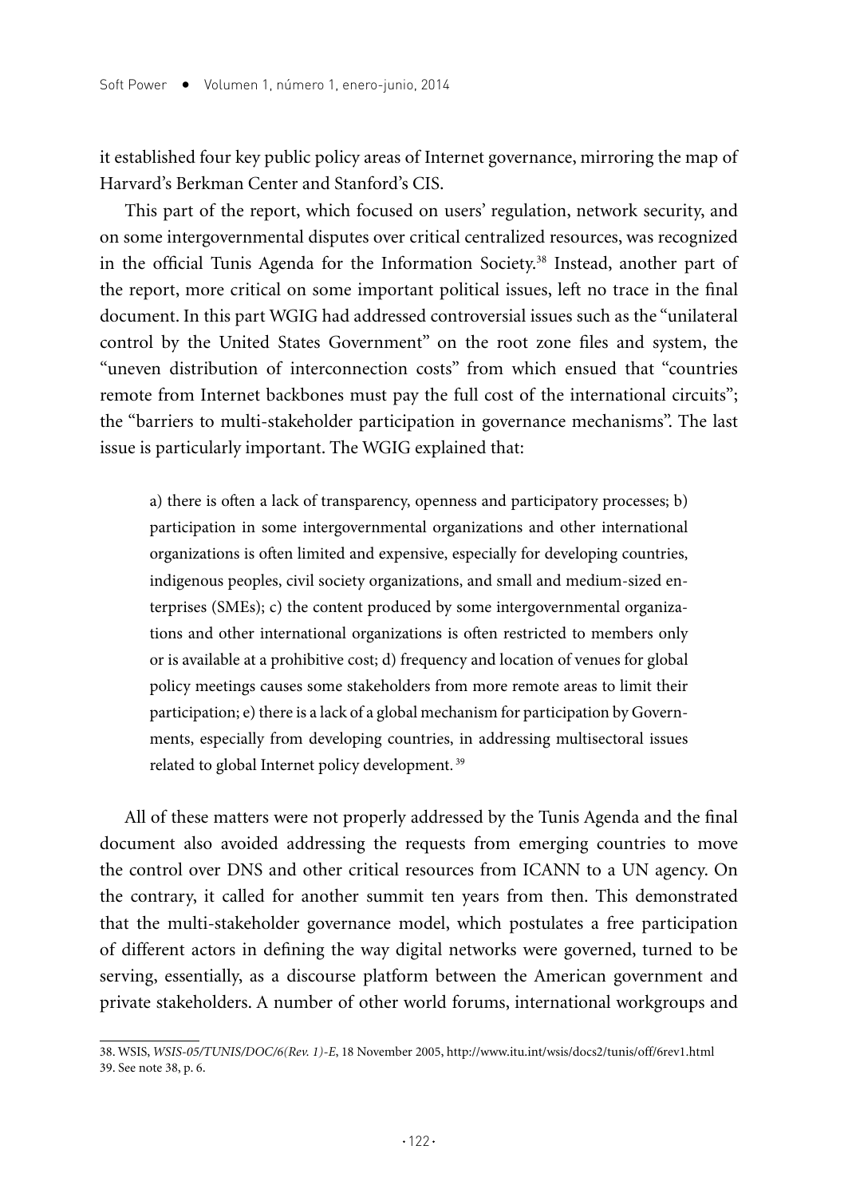it established four key public policy areas of Internet governance, mirroring the map of Harvard's Berkman Center and Stanford's CIS.

This part of the report, which focused on users' regulation, network security, and on some intergovernmental disputes over critical centralized resources, was recognized in the official Tunis Agenda for the Information Society.[38] Instead, another part of the report, more critical on some important political issues, left no trace in the final document. In this part WGIG had addressed controversial issues such as the "unilateral control by the United States Government" on the root zone files and system, the "uneven distribution of interconnection costs" from which ensued that "countries remote from Internet backbones must pay the full cost of the international circuits"; the "barriers to multi-stakeholder participation in governance mechanisms". The last issue is particularly important. The WGIG explained that:

> a) there is often a lack of transparency, openness and participatory processes; b) participation in some intergovernmental organizations and other international organizations is often limited and expensive, especially for developing countries, indigenous peoples, civil society organizations, and small and medium-sized enterprises (SMEs); c) the content produced by some intergovernmental organizations and other international organizations is often restricted to members only or is available at a prohibitive cost; d) frequency and location of venues for global policy meetings causes some stakeholders from more remote areas to limit their participation; e) there is a lack of a global mechanism for participation by Governments, especially from developing countries, in addressing multisectoral issues related to global Internet policy development.[39]

All of these matters were not properly addressed by the Tunis Agenda and the final document also avoided addressing the requests from emerging countries to move the control over DNS and other critical resources from ICANN to a UN agency. On the contrary, it called for another summit ten years from then. This demonstrated that the multi-stakeholder governance model, which postulates a free participation of different actors in defining the way digital networks were governed, turned to be serving, essentially, as a discourse platform between the American government and private stakeholders. A number of other world forums, international workgroups and

38. WSIS, *WSIS-05/TUNIS/DOC/6(Rev. 1)-E*, 18 November 2005, http://www.itu.int/wsis/docs2/tunis/off/6rev1.html
39. See note 38, p. 6.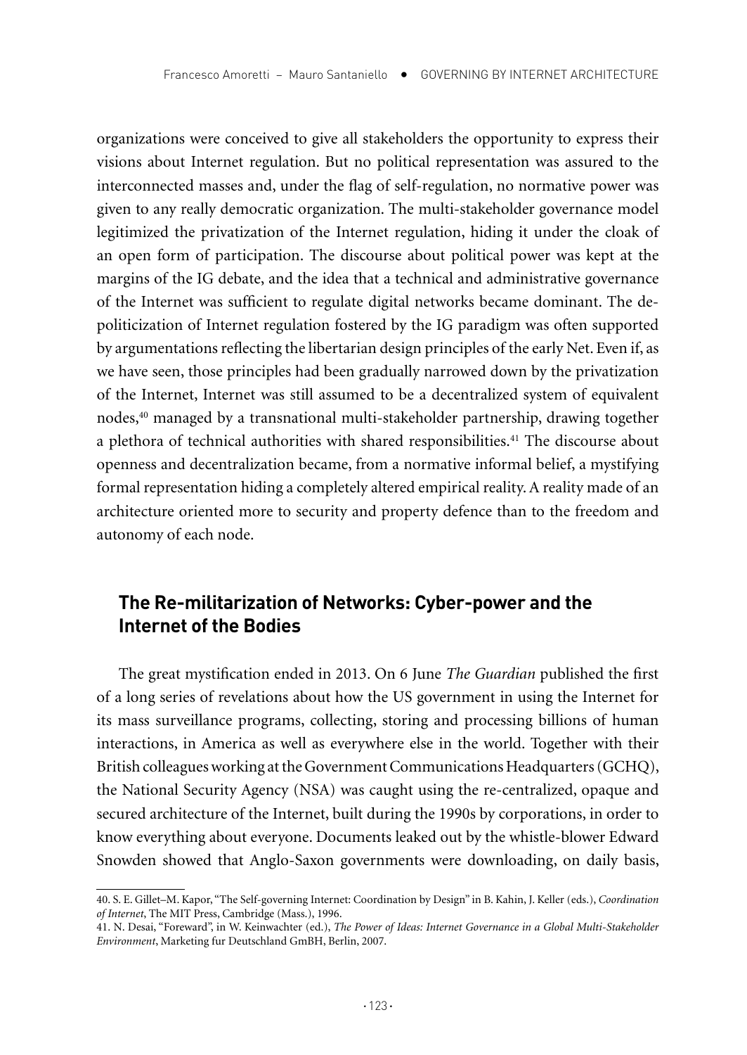organizations were conceived to give all stakeholders the opportunity to express their visions about Internet regulation. But no political representation was assured to the interconnected masses and, under the flag of self-regulation, no normative power was given to any really democratic organization. The multi-stakeholder governance model legitimized the privatization of the Internet regulation, hiding it under the cloak of an open form of participation. The discourse about political power was kept at the margins of the IG debate, and the idea that a technical and administrative governance of the Internet was sufficient to regulate digital networks became dominant. The de-politicization of Internet regulation fostered by the IG paradigm was often supported by argumentations reflecting the libertarian design principles of the early Net. Even if, as we have seen, those principles had been gradually narrowed down by the privatization of the Internet, Internet was still assumed to be a decentralized system of equivalent nodes,[40] managed by a transnational multi-stakeholder partnership, drawing together a plethora of technical authorities with shared responsibilities.[41] The discourse about openness and decentralization became, from a normative informal belief, a mystifying formal representation hiding a completely altered empirical reality. A reality made of an architecture oriented more to security and property defence than to the freedom and autonomy of each node.

## The Re-militarization of Networks: Cyber-power and the Internet of the Bodies

The great mystification ended in 2013. On 6 June *The Guardian* published the first of a long series of revelations about how the US government in using the Internet for its mass surveillance programs, collecting, storing and processing billions of human interactions, in America as well as everywhere else in the world. Together with their British colleagues working at the Government Communications Headquarters (GCHQ), the National Security Agency (NSA) was caught using the re-centralized, opaque and secured architecture of the Internet, built during the 1990s by corporations, in order to know everything about everyone. Documents leaked out by the whistle-blower Edward Snowden showed that Anglo-Saxon governments were downloading, on daily basis,

40. S. E. Gillet–M. Kapor, "The Self-governing Internet: Coordination by Design" in B. Kahin, J. Keller (eds.), *Coordination of Internet*, The MIT Press, Cambridge (Mass.), 1996.

41. N. Desai, "Foreward", in W. Keinwachter (ed.), *The Power of Ideas: Internet Governance in a Global Multi-Stakeholder Environment*, Marketing fur Deutschland GmBH, Berlin, 2007.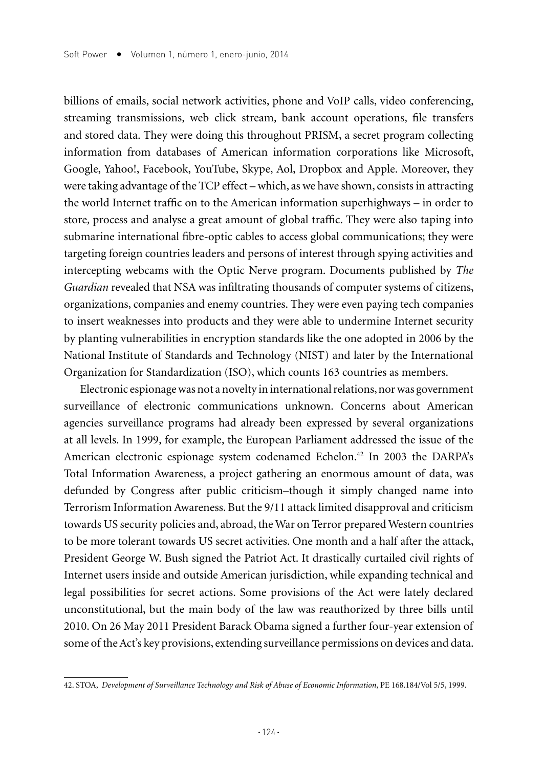billions of emails, social network activities, phone and VoIP calls, video conferencing, streaming transmissions, web click stream, bank account operations, file transfers and stored data. They were doing this throughout PRISM, a secret program collecting information from databases of American information corporations like Microsoft, Google, Yahoo!, Facebook, YouTube, Skype, Aol, Dropbox and Apple. Moreover, they were taking advantage of the TCP effect – which, as we have shown, consists in attracting the world Internet traffic on to the American information superhighways – in order to store, process and analyse a great amount of global traffic. They were also taping into submarine international fibre-optic cables to access global communications; they were targeting foreign countries leaders and persons of interest through spying activities and intercepting webcams with the Optic Nerve program. Documents published by *The Guardian* revealed that NSA was infiltrating thousands of computer systems of citizens, organizations, companies and enemy countries. They were even paying tech companies to insert weaknesses into products and they were able to undermine Internet security by planting vulnerabilities in encryption standards like the one adopted in 2006 by the National Institute of Standards and Technology (NIST) and later by the International Organization for Standardization (ISO), which counts 163 countries as members.

Electronic espionage was not a novelty in international relations, nor was government surveillance of electronic communications unknown. Concerns about American agencies surveillance programs had already been expressed by several organizations at all levels. In 1999, for example, the European Parliament addressed the issue of the American electronic espionage system codenamed Echelon.[42] In 2003 the DARPA's Total Information Awareness, a project gathering an enormous amount of data, was defunded by Congress after public criticism–though it simply changed name into Terrorism Information Awareness. But the 9/11 attack limited disapproval and criticism towards US security policies and, abroad, the War on Terror prepared Western countries to be more tolerant towards US secret activities. One month and a half after the attack, President George W. Bush signed the Patriot Act. It drastically curtailed civil rights of Internet users inside and outside American jurisdiction, while expanding technical and legal possibilities for secret actions. Some provisions of the Act were lately declared unconstitutional, but the main body of the law was reauthorized by three bills until 2010. On 26 May 2011 President Barack Obama signed a further four-year extension of some of the Act's key provisions, extending surveillance permissions on devices and data.

---

42. STOA, *Development of Surveillance Technology and Risk of Abuse of Economic Information*, PE 168.184/Vol 5/5, 1999.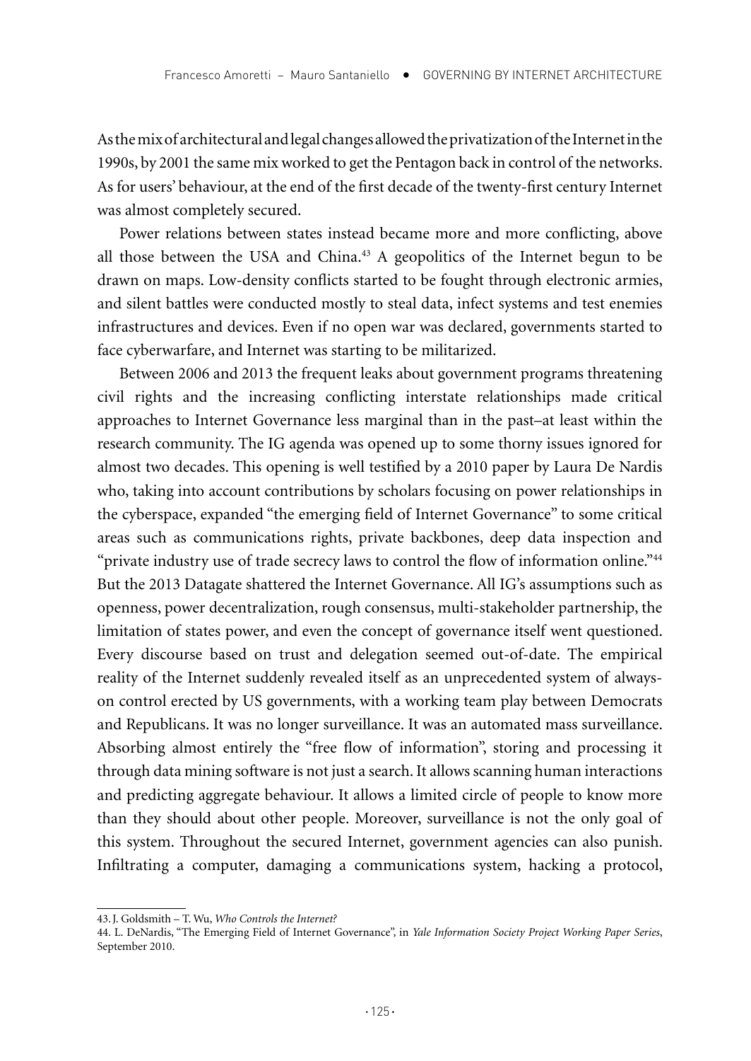As the mix of architectural and legal changes allowed the privatization of the Internet in the 1990s, by 2001 the same mix worked to get the Pentagon back in control of the networks. As for users' behaviour, at the end of the first decade of the twenty-first century Internet was almost completely secured.

Power relations between states instead became more and more conflicting, above all those between the USA and China.[43] A geopolitics of the Internet begun to be drawn on maps. Low-density conflicts started to be fought through electronic armies, and silent battles were conducted mostly to steal data, infect systems and test enemies infrastructures and devices. Even if no open war was declared, governments started to face cyberwarfare, and Internet was starting to be militarized.

Between 2006 and 2013 the frequent leaks about government programs threatening civil rights and the increasing conflicting interstate relationships made critical approaches to Internet Governance less marginal than in the past–at least within the research community. The IG agenda was opened up to some thorny issues ignored for almost two decades. This opening is well testified by a 2010 paper by Laura De Nardis who, taking into account contributions by scholars focusing on power relationships in the cyberspace, expanded "the emerging field of Internet Governance" to some critical areas such as communications rights, private backbones, deep data inspection and "private industry use of trade secrecy laws to control the flow of information online."[44] But the 2013 Datagate shattered the Internet Governance. All IG's assumptions such as openness, power decentralization, rough consensus, multi-stakeholder partnership, the limitation of states power, and even the concept of governance itself went questioned. Every discourse based on trust and delegation seemed out-of-date. The empirical reality of the Internet suddenly revealed itself as an unprecedented system of always-on control erected by US governments, with a working team play between Democrats and Republicans. It was no longer surveillance. It was an automated mass surveillance. Absorbing almost entirely the "free flow of information", storing and processing it through data mining software is not just a search. It allows scanning human interactions and predicting aggregate behaviour. It allows a limited circle of people to know more than they should about other people. Moreover, surveillance is not the only goal of this system. Throughout the secured Internet, government agencies can also punish. Infiltrating a computer, damaging a communications system, hacking a protocol,

---

43. J. Goldsmith – T. Wu, *Who Controls the Internet?*

44. L. DeNardis, "The Emerging Field of Internet Governance", in *Yale Information Society Project Working Paper Series*, September 2010.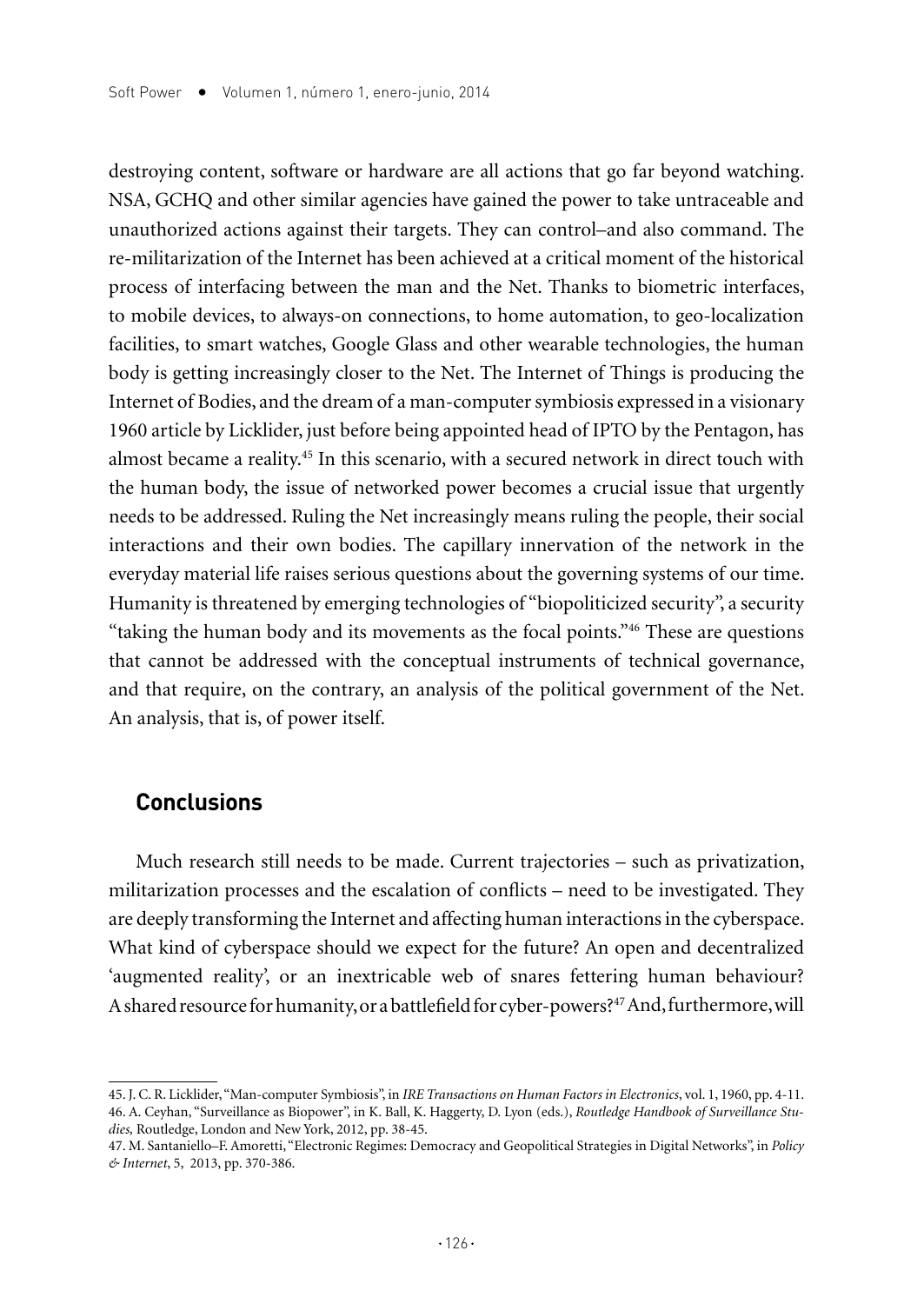destroying content, software or hardware are all actions that go far beyond watching. NSA, GCHQ and other similar agencies have gained the power to take untraceable and unauthorized actions against their targets. They can control–and also command. The re-militarization of the Internet has been achieved at a critical moment of the historical process of interfacing between the man and the Net. Thanks to biometric interfaces, to mobile devices, to always-on connections, to home automation, to geo-localization facilities, to smart watches, Google Glass and other wearable technologies, the human body is getting increasingly closer to the Net. The Internet of Things is producing the Internet of Bodies, and the dream of a man-computer symbiosis expressed in a visionary 1960 article by Licklider, just before being appointed head of IPTO by the Pentagon, has almost became a reality.[45] In this scenario, with a secured network in direct touch with the human body, the issue of networked power becomes a crucial issue that urgently needs to be addressed. Ruling the Net increasingly means ruling the people, their social interactions and their own bodies. The capillary innervation of the network in the everyday material life raises serious questions about the governing systems of our time. Humanity is threatened by emerging technologies of "biopoliticized security", a security "taking the human body and its movements as the focal points."[46] These are questions that cannot be addressed with the conceptual instruments of technical governance, and that require, on the contrary, an analysis of the political government of the Net. An analysis, that is, of power itself.

## Conclusions

Much research still needs to be made. Current trajectories – such as privatization, militarization processes and the escalation of conflicts – need to be investigated. They are deeply transforming the Internet and affecting human interactions in the cyberspace. What kind of cyberspace should we expect for the future? An open and decentralized 'augmented reality', or an inextricable web of snares fettering human behaviour? A shared resource for humanity, or a battlefield for cyber-powers?[47] And, furthermore, will

---

45. J. C. R. Licklider, "Man-computer Symbiosis", in *IRE Transactions on Human Factors in Electronics*, vol. 1, 1960, pp. 4-11.

46. A. Ceyhan, "Surveillance as Biopower", in K. Ball, K. Haggerty, D. Lyon (eds.), *Routledge Handbook of Surveillance Studies,* Routledge, London and New York, 2012, pp. 38-45.

47. M. Santaniello–F. Amoretti, "Electronic Regimes: Democracy and Geopolitical Strategies in Digital Networks", in *Policy & Internet*, 5, 2013, pp. 370-386.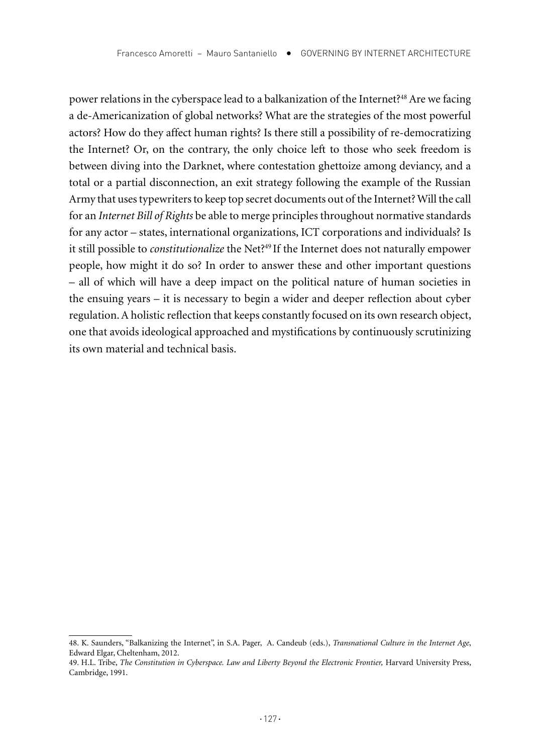power relations in the cyberspace lead to a balkanization of the Internet?[48] Are we facing a de-Americanization of global networks? What are the strategies of the most powerful actors? How do they affect human rights? Is there still a possibility of re-democratizing the Internet? Or, on the contrary, the only choice left to those who seek freedom is between diving into the Darknet, where contestation ghettoize among deviancy, and a total or a partial disconnection, an exit strategy following the example of the Russian Army that uses typewriters to keep top secret documents out of the Internet? Will the call for an *Internet Bill of Rights* be able to merge principles throughout normative standards for any actor – states, international organizations, ICT corporations and individuals? Is it still possible to *constitutionalize* the Net?[49] If the Internet does not naturally empower people, how might it do so? In order to answer these and other important questions – all of which will have a deep impact on the political nature of human societies in the ensuing years – it is necessary to begin a wider and deeper reflection about cyber regulation. A holistic reflection that keeps constantly focused on its own research object, one that avoids ideological approached and mystifications by continuously scrutinizing its own material and technical basis.

---

48. K. Saunders, "Balkanizing the Internet", in S.A. Pager, A. Candeub (eds.), *Transnational Culture in the Internet Age*, Edward Elgar, Cheltenham, 2012.

49. H.L. Tribe, *The Constitution in Cyberspace. Law and Liberty Beyond the Electronic Frontier*, Harvard University Press, Cambridge, 1991.